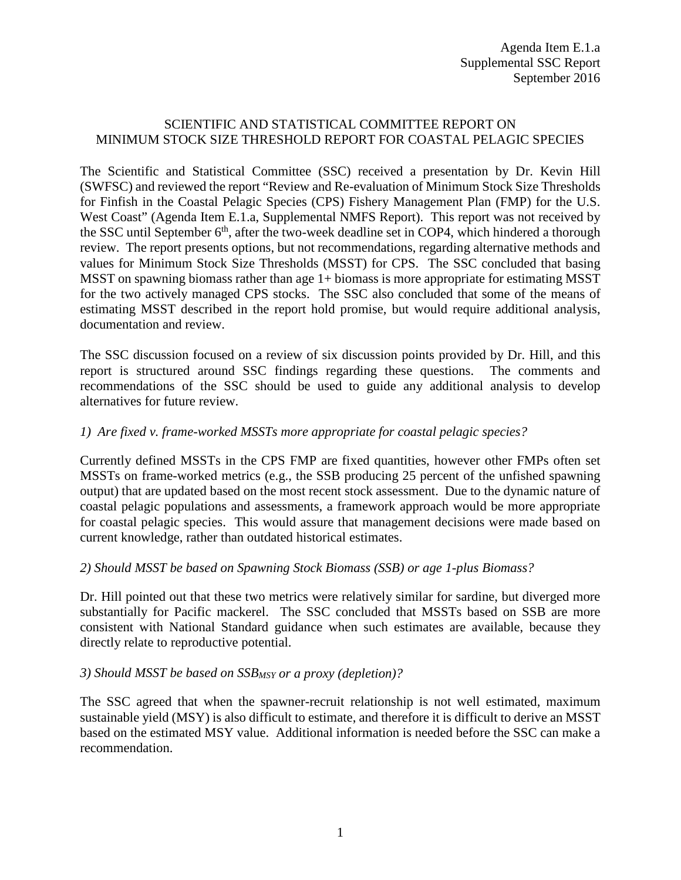Agenda Item E.1.a
Supplemental SSC Report
September 2016

# SCIENTIFIC AND STATISTICAL COMMITTEE REPORT ON MINIMUM STOCK SIZE THRESHOLD REPORT FOR COASTAL PELAGIC SPECIES

The Scientific and Statistical Committee (SSC) received a presentation by Dr. Kevin Hill (SWFSC) and reviewed the report "Review and Re-evaluation of Minimum Stock Size Thresholds for Finfish in the Coastal Pelagic Species (CPS) Fishery Management Plan (FMP) for the U.S. West Coast" (Agenda Item E.1.a, Supplemental NMFS Report). This report was not received by the SSC until September 6th, after the two-week deadline set in COP4, which hindered a thorough review. The report presents options, but not recommendations, regarding alternative methods and values for Minimum Stock Size Thresholds (MSST) for CPS. The SSC concluded that basing MSST on spawning biomass rather than age 1+ biomass is more appropriate for estimating MSST for the two actively managed CPS stocks. The SSC also concluded that some of the means of estimating MSST described in the report hold promise, but would require additional analysis, documentation and review.

The SSC discussion focused on a review of six discussion points provided by Dr. Hill, and this report is structured around SSC findings regarding these questions. The comments and recommendations of the SSC should be used to guide any additional analysis to develop alternatives for future review.

*1) Are fixed v. frame-worked MSSTs more appropriate for coastal pelagic species?*

Currently defined MSSTs in the CPS FMP are fixed quantities, however other FMPs often set MSSTs on frame-worked metrics (e.g., the SSB producing 25 percent of the unfished spawning output) that are updated based on the most recent stock assessment. Due to the dynamic nature of coastal pelagic populations and assessments, a framework approach would be more appropriate for coastal pelagic species. This would assure that management decisions were made based on current knowledge, rather than outdated historical estimates.

*2) Should MSST be based on Spawning Stock Biomass (SSB) or age 1-plus Biomass?*

Dr. Hill pointed out that these two metrics were relatively similar for sardine, but diverged more substantially for Pacific mackerel. The SSC concluded that MSSTs based on SSB are more consistent with National Standard guidance when such estimates are available, because they directly relate to reproductive potential.

*3) Should MSST be based on $SSB_{MSY}$ or a proxy (depletion)?*

The SSC agreed that when the spawner-recruit relationship is not well estimated, maximum sustainable yield (MSY) is also difficult to estimate, and therefore it is difficult to derive an MSST based on the estimated MSY value. Additional information is needed before the SSC can make a recommendation.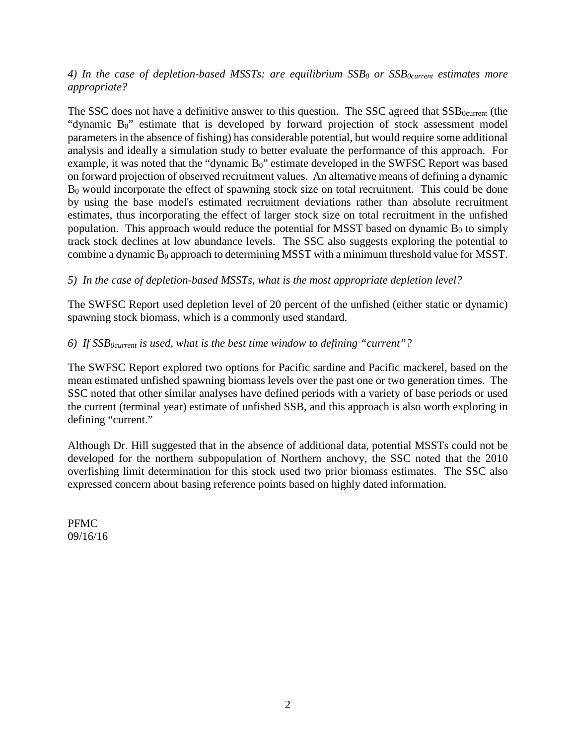*4) In the case of depletion-based MSSTs: are equilibrium $SSB_0$ or $SSB_{0current}$ estimates more appropriate?*

The SSC does not have a definitive answer to this question. The SSC agreed that $SSB_{0current}$ (the "dynamic $B_0$" estimate that is developed by forward projection of stock assessment model parameters in the absence of fishing) has considerable potential, but would require some additional analysis and ideally a simulation study to better evaluate the performance of this approach. For example, it was noted that the "dynamic $B_0$" estimate developed in the SWFSC Report was based on forward projection of observed recruitment values. An alternative means of defining a dynamic $B_0$ would incorporate the effect of spawning stock size on total recruitment. This could be done by using the base model's estimated recruitment deviations rather than absolute recruitment estimates, thus incorporating the effect of larger stock size on total recruitment in the unfished population. This approach would reduce the potential for MSST based on dynamic $B_0$ to simply track stock declines at low abundance levels. The SSC also suggests exploring the potential to combine a dynamic $B_0$ approach to determining MSST with a minimum threshold value for MSST.

*5) In the case of depletion-based MSSTs, what is the most appropriate depletion level?*

The SWFSC Report used depletion level of 20 percent of the unfished (either static or dynamic) spawning stock biomass, which is a commonly used standard.

*6) If $SSB_{0current}$ is used, what is the best time window to defining "current"?*

The SWFSC Report explored two options for Pacific sardine and Pacific mackerel, based on the mean estimated unfished spawning biomass levels over the past one or two generation times. The SSC noted that other similar analyses have defined periods with a variety of base periods or used the current (terminal year) estimate of unfished SSB, and this approach is also worth exploring in defining "current."

Although Dr. Hill suggested that in the absence of additional data, potential MSSTs could not be developed for the northern subpopulation of Northern anchovy, the SSC noted that the 2010 overfishing limit determination for this stock used two prior biomass estimates. The SSC also expressed concern about basing reference points based on highly dated information.

PFMC
09/16/16